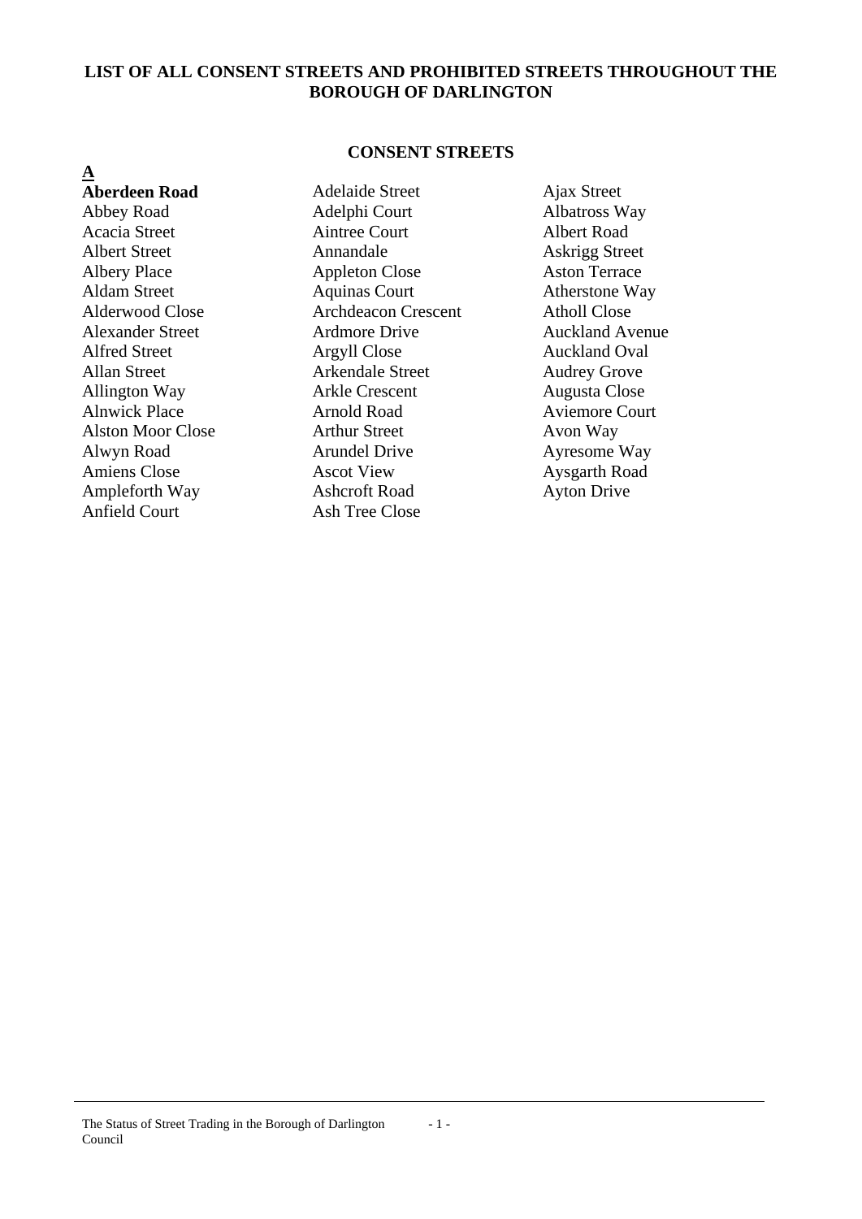# LIST OF ALL CONSENT STREETS AND PROHIBITED STREETS THROUGHOUT THE BOROUGH OF DARLINGTON

## CONSENT STREETS

### A

**Aberdeen Road**
Abbey Road
Acacia Street
Albert Street
Albery Place
Aldam Street
Alderwood Close
Alexander Street
Alfred Street
Allan Street
Allington Way
Alnwick Place
Alston Moor Close
Alwyn Road
Amiens Close
Ampleforth Way
Anfield Court
Adelaide Street
Adelphi Court
Aintree Court
Annandale
Appleton Close
Aquinas Court
Archdeacon Crescent
Ardmore Drive
Argyll Close
Arkendale Street
Arkle Crescent
Arnold Road
Arthur Street
Arundel Drive
Ascot View
Ashcroft Road
Ash Tree Close
Ajax Street
Albatross Way
Albert Road
Askrigg Street
Aston Terrace
Atherstone Way
Atholl Close
Auckland Avenue
Auckland Oval
Audrey Grove
Augusta Close
Aviemore Court
Avon Way
Ayresome Way
Aysgarth Road
Ayton Drive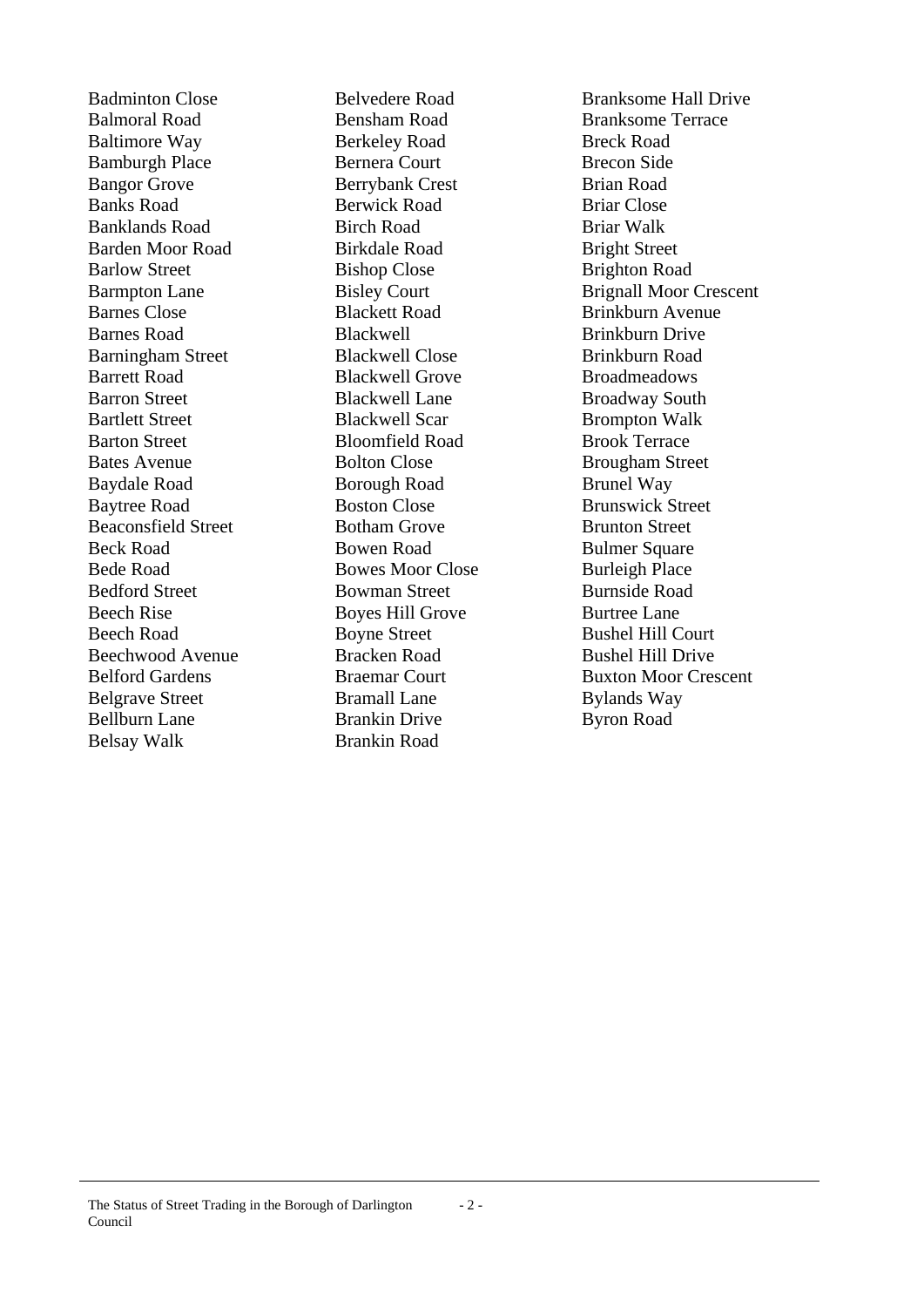Badminton Close
Balmoral Road
Baltimore Way
Bamburgh Place
Bangor Grove
Banks Road
Banklands Road
Barden Moor Road
Barlow Street
Barmpton Lane
Barnes Close
Barnes Road
Barningham Street
Barrett Road
Barron Street
Bartlett Street
Barton Street
Bates Avenue
Baydale Road
Baytree Road
Beaconsfield Street
Beck Road
Bede Road
Bedford Street
Beech Rise
Beech Road
Beechwood Avenue
Belford Gardens
Belgrave Street
Bellburn Lane
Belsay Walk
Belvedere Road
Bensham Road
Berkeley Road
Bernera Court
Berrybank Crest
Berwick Road
Birch Road
Birkdale Road
Bishop Close
Bisley Court
Blackett Road
Blackwell
Blackwell Close
Blackwell Grove
Blackwell Lane
Blackwell Scar
Bloomfield Road
Bolton Close
Borough Road
Boston Close
Botham Grove
Bowen Road
Bowes Moor Close
Bowman Street
Boyes Hill Grove
Boyne Street
Bracken Road
Braemar Court
Bramall Lane
Brankin Drive
Brankin Road
Branksome Hall Drive
Branksome Terrace
Breck Road
Brecon Side
Brian Road
Briar Close
Briar Walk
Bright Street
Brighton Road
Brignall Moor Crescent
Brinkburn Avenue
Brinkburn Drive
Brinkburn Road
Broadmeadows
Broadway South
Brompton Walk
Brook Terrace
Brougham Street
Brunel Way
Brunswick Street
Brunton Street
Bulmer Square
Burleigh Place
Burnside Road
Burtree Lane
Bushel Hill Court
Bushel Hill Drive
Buxton Moor Crescent
Bylands Way
Byron Road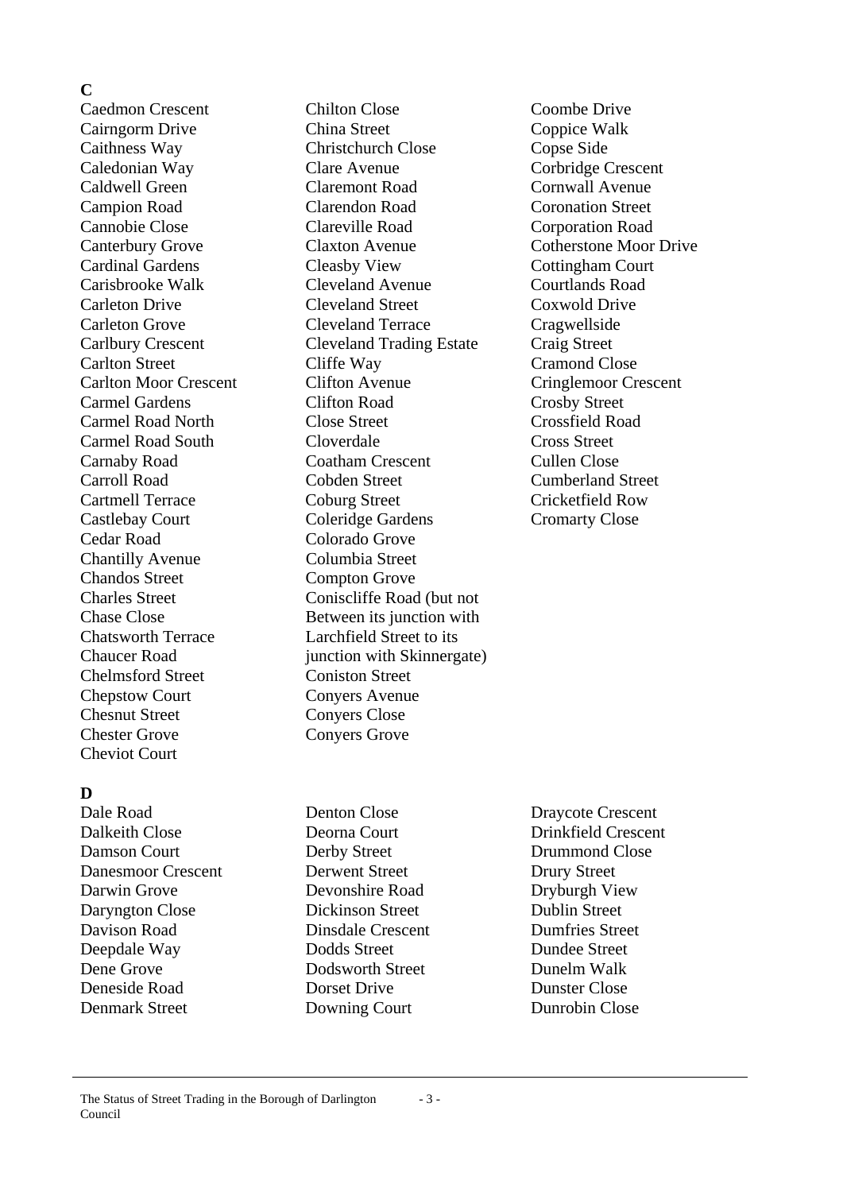## C

Caedmon Crescent
Cairngorm Drive
Caithness Way
Caledonian Way
Caldwell Green
Campion Road
Cannobie Close
Canterbury Grove
Cardinal Gardens
Carisbrooke Walk
Carleton Drive
Carleton Grove
Carlbury Crescent
Carlton Street
Carlton Moor Crescent
Carmel Gardens
Carmel Road North
Carmel Road South
Carnaby Road
Carroll Road
Cartmell Terrace
Castlebay Court
Cedar Road
Chantilly Avenue
Chandos Street
Charles Street
Chase Close
Chatsworth Terrace
Chaucer Road
Chelmsford Street
Chepstow Court
Chesnut Street
Chester Grove
Cheviot Court
Chilton Close
China Street
Christchurch Close
Clare Avenue
Claremont Road
Clarendon Road
Clareville Road
Claxton Avenue
Cleasby View
Cleveland Avenue
Cleveland Street
Cleveland Terrace
Cleveland Trading Estate
Cliffe Way
Clifton Avenue
Clifton Road
Close Street
Cloverdale
Coatham Crescent
Cobden Street
Coburg Street
Coleridge Gardens
Colorado Grove
Columbia Street
Compton Grove
Coniscliffe Road (but not Between its junction with Larchfield Street to its junction with Skinnergate)
Coniston Street
Conyers Avenue
Conyers Close
Conyers Grove
Coombe Drive
Coppice Walk
Copse Side
Corbridge Crescent
Cornwall Avenue
Coronation Street
Corporation Road
Cotherstone Moor Drive
Cottingham Court
Courtlands Road
Coxwold Drive
Cragwellside
Craig Street
Cramond Close
Cringlemoor Crescent
Crosby Street
Crossfield Road
Cross Street
Cullen Close
Cumberland Street
Cricketfield Row
Cromarty Close

## D

Dale Road
Dalkeith Close
Damson Court
Danesmoor Crescent
Darwin Grove
Daryngton Close
Davison Road
Deepdale Way
Dene Grove
Deneside Road
Denmark Street
Denton Close
Deorna Court
Derby Street
Derwent Street
Devonshire Road
Dickinson Street
Dinsdale Crescent
Dodds Street
Dodsworth Street
Dorset Drive
Downing Court
Draycote Crescent
Drinkfield Crescent
Drummond Close
Drury Street
Dryburgh View
Dublin Street
Dumfries Street
Dundee Street
Dunelm Walk
Dunster Close
Dunrobin Close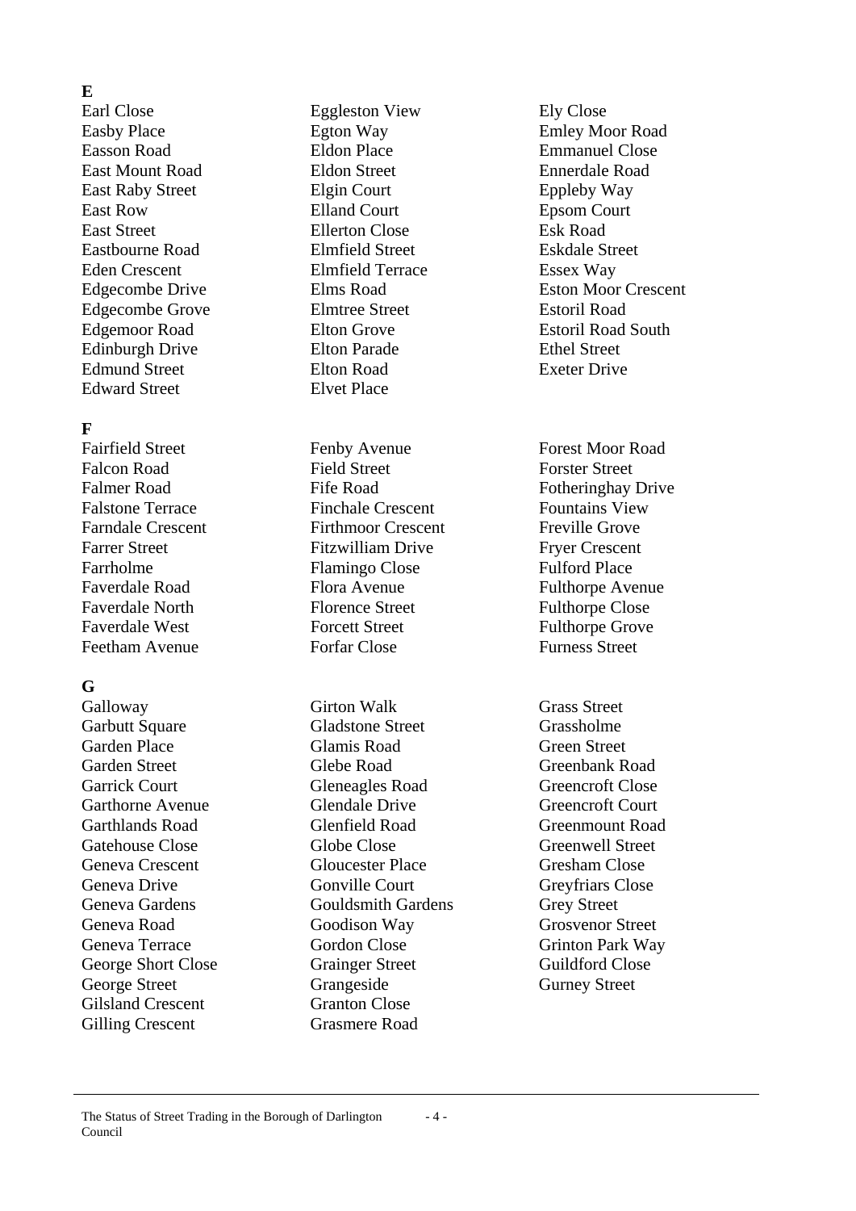**E**

Earl Close
Easby Place
Easson Road
East Mount Road
East Raby Street
East Row
East Street
Eastbourne Road
Eden Crescent
Edgecombe Drive
Edgecombe Grove
Edgemoor Road
Edinburgh Drive
Edmund Street
Edward Street
Eggleston View
Egton Way
Eldon Place
Eldon Street
Elgin Court
Elland Court
Ellerton Close
Elmfield Street
Elmfield Terrace
Elms Road
Elmtree Street
Elton Grove
Elton Parade
Elton Road
Elvet Place
Ely Close
Emley Moor Road
Emmanuel Close
Ennerdale Road
Eppleby Way
Epsom Court
Esk Road
Eskdale Street
Essex Way
Eston Moor Crescent
Estoril Road
Estoril Road South
Ethel Street
Exeter Drive

**F**

Fairfield Street
Falcon Road
Falmer Road
Falstone Terrace
Farndale Crescent
Farrer Street
Farrholme
Faverdale Road
Faverdale North
Faverdale West
Feetham Avenue
Fenby Avenue
Field Street
Fife Road
Finchale Crescent
Firthmoor Crescent
Fitzwilliam Drive
Flamingo Close
Flora Avenue
Florence Street
Forcett Street
Forfar Close
Forest Moor Road
Forster Street
Fotheringhay Drive
Fountains View
Freville Grove
Fryer Crescent
Fulford Place
Fulthorpe Avenue
Fulthorpe Close
Fulthorpe Grove
Furness Street

**G**

Galloway
Garbutt Square
Garden Place
Garden Street
Garrick Court
Garthorne Avenue
Garthlands Road
Gatehouse Close
Geneva Crescent
Geneva Drive
Geneva Gardens
Geneva Road
Geneva Terrace
George Short Close
George Street
Gilsland Crescent
Gilling Crescent
Girton Walk
Gladstone Street
Glamis Road
Glebe Road
Gleneagles Road
Glendale Drive
Glenfield Road
Globe Close
Gloucester Place
Gonville Court
Gouldsmith Gardens
Goodison Way
Gordon Close
Grainger Street
Grangeside
Granton Close
Grasmere Road
Grass Street
Grassholme
Green Street
Greenbank Road
Greencroft Close
Greencroft Court
Greenmount Road
Greenwell Street
Gresham Close
Greyfriars Close
Grey Street
Grosvenor Street
Grinton Park Way
Guildford Close
Gurney Street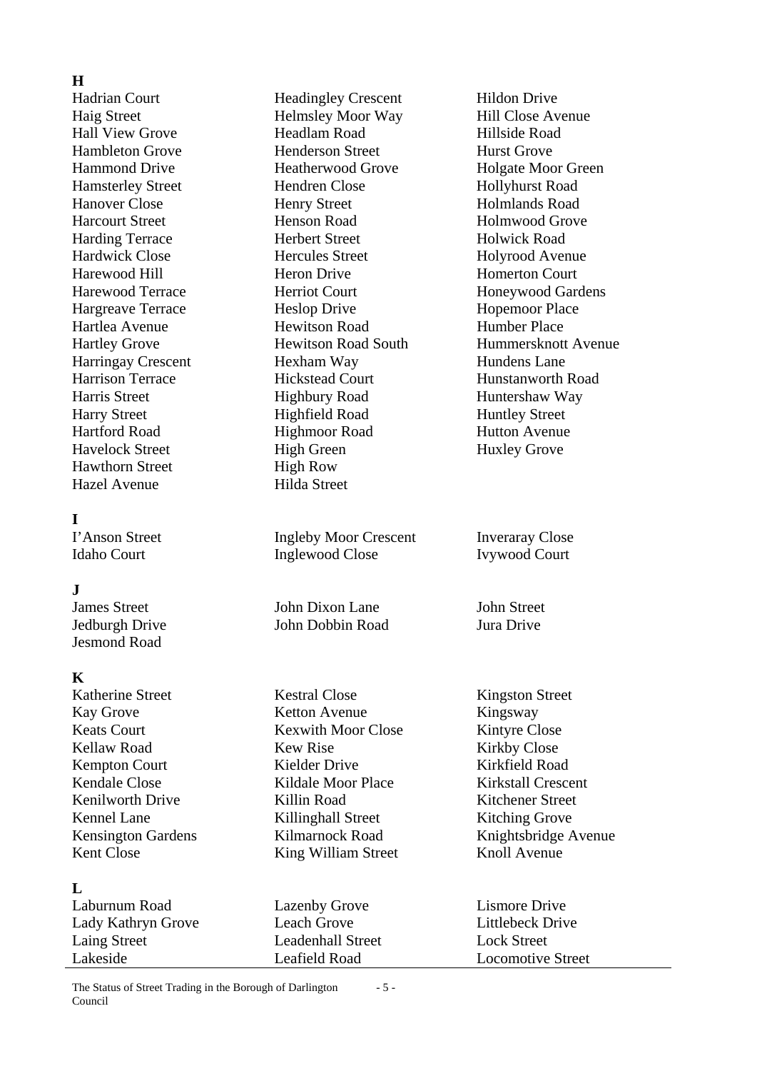## H

Hadrian Court
Haig Street
Hall View Grove
Hambleton Grove
Hammond Drive
Hamsterley Street
Hanover Close
Harcourt Street
Harding Terrace
Hardwick Close
Harewood Hill
Harewood Terrace
Hargreave Terrace
Hartlea Avenue
Hartley Grove
Harringay Crescent
Harrison Terrace
Harris Street
Harry Street
Hartford Road
Havelock Street
Hawthorn Street
Hazel Avenue
Headingley Crescent
Helmsley Moor Way
Headlam Road
Henderson Street
Heatherwood Grove
Hendren Close
Henry Street
Henson Road
Herbert Street
Hercules Street
Heron Drive
Herriot Court
Heslop Drive
Hewitson Road
Hewitson Road South
Hexham Way
Hickstead Court
Highbury Road
Highfield Road
Highmoor Road
High Green
High Row
Hilda Street
Hildon Drive
Hill Close Avenue
Hillside Road
Hurst Grove
Holgate Moor Green
Hollyhurst Road
Holmlands Road
Holmwood Grove
Holwick Road
Holyrood Avenue
Homerton Court
Honeywood Gardens
Hopemoor Place
Humber Place
Hummersknott Avenue
Hundens Lane
Hunstanworth Road
Huntershaw Way
Huntley Street
Hutton Avenue
Huxley Grove

## I

I'Anson Street
Idaho Court
Ingleby Moor Crescent
Inglewood Close
Inveraray Close
Ivywood Court

## J

James Street
Jedburgh Drive
Jesmond Road
John Dixon Lane
John Dobbin Road
John Street
Jura Drive

## K

Katherine Street
Kay Grove
Keats Court
Kellaw Road
Kempton Court
Kendale Close
Kenilworth Drive
Kennel Lane
Kensington Gardens
Kent Close
Kestral Close
Ketton Avenue
Kexwith Moor Close
Kew Rise
Kielder Drive
Kildale Moor Place
Killin Road
Killinghall Street
Kilmarnock Road
King William Street
Kingston Street
Kingsway
Kintyre Close
Kirkby Close
Kirkfield Road
Kirkstall Crescent
Kitchener Street
Kitching Grove
Knightsbridge Avenue
Knoll Avenue

## L

Laburnum Road
Lady Kathryn Grove
Laing Street
Lakeside
Lazenby Grove
Leach Grove
Leadenhall Street
Leafield Road
Lismore Drive
Littlebeck Drive
Lock Street
Locomotive Street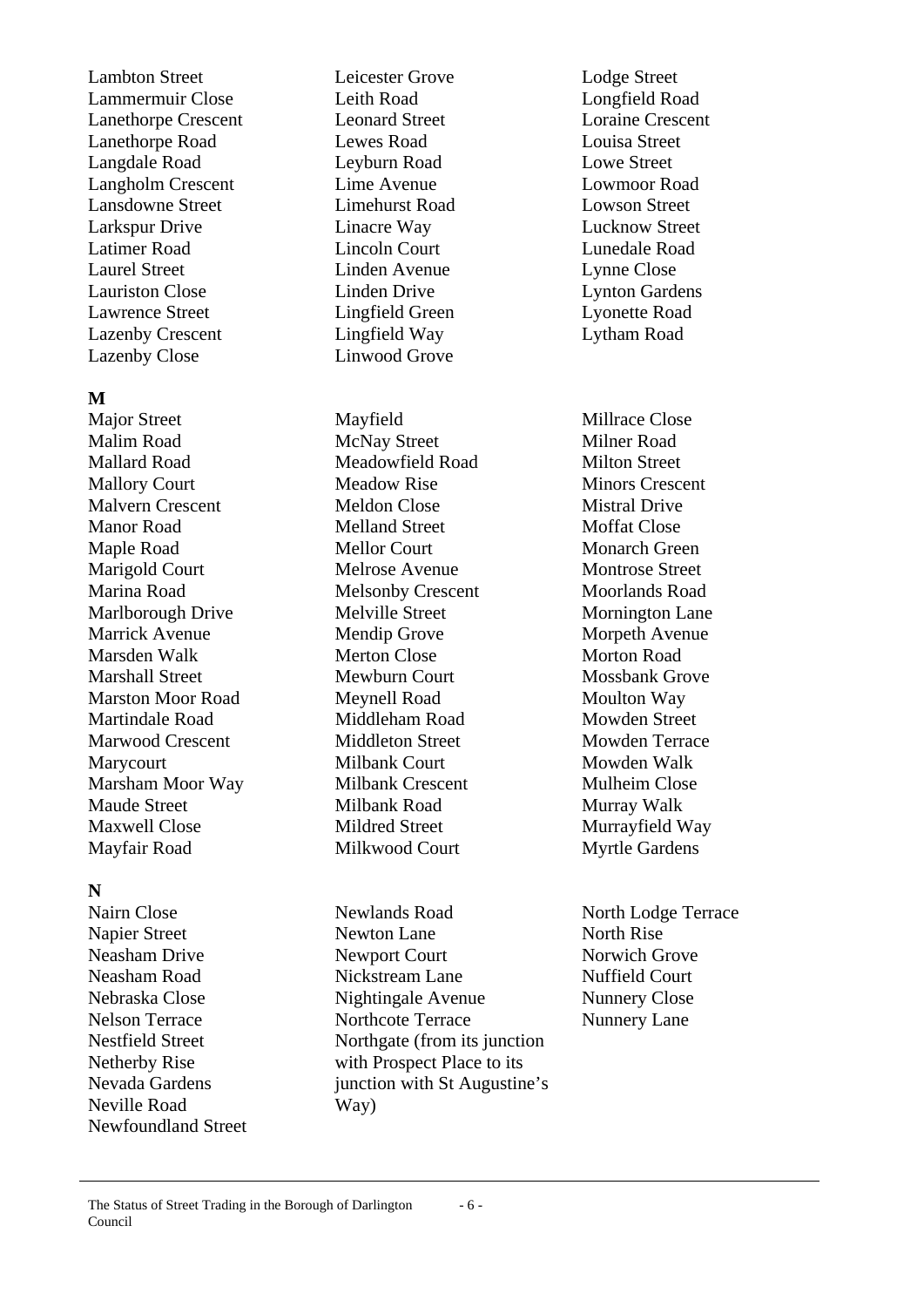Lambton Street
Lammermuir Close
Lanethorpe Crescent
Lanethorpe Road
Langdale Road
Langholm Crescent
Lansdowne Street
Larkspur Drive
Latimer Road
Laurel Street
Lauriston Close
Lawrence Street
Lazenby Crescent
Lazenby Close
Leicester Grove
Leith Road
Leonard Street
Lewes Road
Leyburn Road
Lime Avenue
Limehurst Road
Linacre Way
Lincoln Court
Linden Avenue
Linden Drive
Lingfield Green
Lingfield Way
Linwood Grove
Lodge Street
Longfield Road
Loraine Crescent
Louisa Street
Lowe Street
Lowmoor Road
Lowson Street
Lucknow Street
Lunedale Road
Lynne Close
Lynton Gardens
Lyonette Road
Lytham Road

**M**

Major Street
Malim Road
Mallard Road
Mallory Court
Malvern Crescent
Manor Road
Maple Road
Marigold Court
Marina Road
Marlborough Drive
Marrick Avenue
Marsden Walk
Marshall Street
Marston Moor Road
Martindale Road
Marwood Crescent
Marycourt
Marsham Moor Way
Maude Street
Maxwell Close
Mayfair Road
Mayfield
McNay Street
Meadowfield Road
Meadow Rise
Meldon Close
Melland Street
Mellor Court
Melrose Avenue
Melsonby Crescent
Melville Street
Mendip Grove
Merton Close
Mewburn Court
Meynell Road
Middleham Road
Middleton Street
Milbank Court
Milbank Crescent
Milbank Road
Mildred Street
Milkwood Court
Millrace Close
Milner Road
Milton Street
Minors Crescent
Mistral Drive
Moffat Close
Monarch Green
Montrose Street
Moorlands Road
Mornington Lane
Morpeth Avenue
Morton Road
Mossbank Grove
Moulton Way
Mowden Street
Mowden Terrace
Mowden Walk
Mulheim Close
Murray Walk
Murrayfield Way
Myrtle Gardens

**N**

Nairn Close
Napier Street
Neasham Drive
Neasham Road
Nebraska Close
Nelson Terrace
Nestfield Street
Netherby Rise
Nevada Gardens
Neville Road
Newfoundland Street
Newlands Road
Newton Lane
Newport Court
Nickstream Lane
Nightingale Avenue
Northcote Terrace
Northgate (from its junction with Prospect Place to its junction with St Augustine's Way)
North Lodge Terrace
North Rise
Norwich Grove
Nuffield Court
Nunnery Close
Nunnery Lane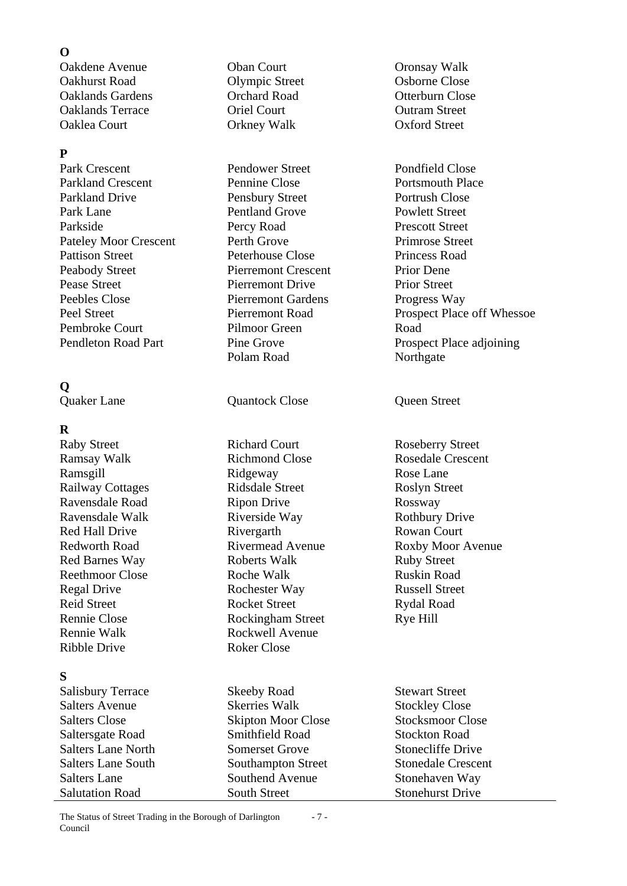**O**

Oakdene Avenue
Oakhurst Road
Oaklands Gardens
Oaklands Terrace
Oaklea Court
Oban Court
Olympic Street
Orchard Road
Oriel Court
Orkney Walk
Oronsay Walk
Osborne Close
Otterburn Close
Outram Street
Oxford Street

**P**

Park Crescent
Parkland Crescent
Parkland Drive
Park Lane
Parkside
Pateley Moor Crescent
Pattison Street
Peabody Street
Pease Street
Peebles Close
Peel Street
Pembroke Court
Pendleton Road Part
Pendower Street
Pennine Close
Pensbury Street
Pentland Grove
Percy Road
Perth Grove
Peterhouse Close
Pierremont Crescent
Pierremont Drive
Pierremont Gardens
Pierremont Road
Pilmoor Green
Pine Grove
Polam Road
Pondfield Close
Portsmouth Place
Portrush Close
Powlett Street
Prescott Street
Primrose Street
Princess Road
Prior Dene
Prior Street
Progress Way
Prospect Place off Whessoe Road
Prospect Place adjoining Northgate

**Q**

Quaker Lane
Quantock Close
Queen Street

**R**

Raby Street
Ramsay Walk
Ramsgill
Railway Cottages
Ravensdale Road
Ravensdale Walk
Red Hall Drive
Redworth Road
Red Barnes Way
Reethmoor Close
Regal Drive
Reid Street
Rennie Close
Rennie Walk
Ribble Drive
Richard Court
Richmond Close
Ridgeway
Ridsdale Street
Ripon Drive
Riverside Way
Rivergarth
Rivermead Avenue
Roberts Walk
Roche Walk
Rochester Way
Rocket Street
Rockingham Street
Rockwell Avenue
Roker Close
Roseberry Street
Rosedale Crescent
Rose Lane
Roslyn Street
Rossway
Rothbury Drive
Rowan Court
Roxby Moor Avenue
Ruby Street
Ruskin Road
Russell Street
Rydal Road
Rye Hill

**S**

Salisbury Terrace
Salters Avenue
Salters Close
Saltersgate Road
Salters Lane North
Salters Lane South
Salters Lane
Salutation Road
Skeeby Road
Skerries Walk
Skipton Moor Close
Smithfield Road
Somerset Grove
Southampton Street
Southend Avenue
South Street
Stewart Street
Stockley Close
Stocksmoor Close
Stockton Road
Stonecliffe Drive
Stonedale Crescent
Stonehaven Way
Stonehurst Drive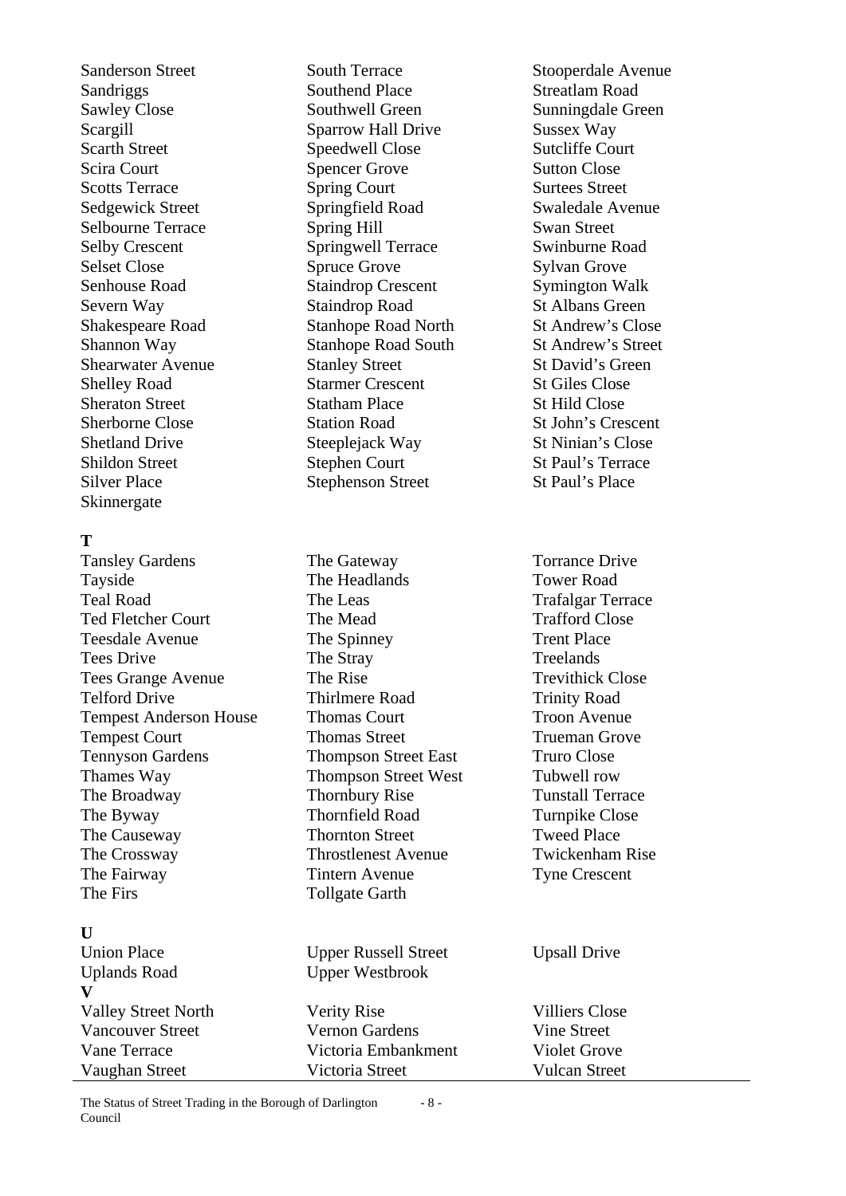Sanderson Street
Sandriggs
Sawley Close
Scargill
Scarth Street
Scira Court
Scotts Terrace
Sedgewick Street
Selbourne Terrace
Selby Crescent
Selset Close
Senhouse Road
Severn Way
Shakespeare Road
Shannon Way
Shearwater Avenue
Shelley Road
Sheraton Street
Sherborne Close
Shetland Drive
Shildon Street
Silver Place
Skinnergate
South Terrace
Southend Place
Southwell Green
Sparrow Hall Drive
Speedwell Close
Spencer Grove
Spring Court
Springfield Road
Spring Hill
Springwell Terrace
Spruce Grove
Staindrop Crescent
Staindrop Road
Stanhope Road North
Stanhope Road South
Stanley Street
Starmer Crescent
Statham Place
Station Road
Steeplejack Way
Stephen Court
Stephenson Street
Stooperdale Avenue
Streatlam Road
Sunningdale Green
Sussex Way
Sutcliffe Court
Sutton Close
Surtees Street
Swaledale Avenue
Swan Street
Swinburne Road
Sylvan Grove
Symington Walk
St Albans Green
St Andrew's Close
St Andrew's Street
St David's Green
St Giles Close
St Hild Close
St John's Crescent
St Ninian's Close
St Paul's Terrace
St Paul's Place

**T**

Tansley Gardens
Tayside
Teal Road
Ted Fletcher Court
Teesdale Avenue
Tees Drive
Tees Grange Avenue
Telford Drive
Tempest Anderson House
Tempest Court
Tennyson Gardens
Thames Way
The Broadway
The Byway
The Causeway
The Crossway
The Fairway
The Firs
The Gateway
The Headlands
The Leas
The Mead
The Spinney
The Stray
The Rise
Thirlmere Road
Thomas Court
Thomas Street
Thompson Street East
Thompson Street West
Thornbury Rise
Thornfield Road
Thornton Street
Throstlenest Avenue
Tintern Avenue
Tollgate Garth
Torrance Drive
Tower Road
Trafalgar Terrace
Trafford Close
Trent Place
Treelands
Trevithick Close
Trinity Road
Troon Avenue
Trueman Grove
Truro Close
Tubwell row
Tunstall Terrace
Turnpike Close
Tweed Place
Twickenham Rise
Tyne Crescent

**U**

Union Place
Uplands Road
Upper Russell Street
Upper Westbrook
Upsall Drive

**V**

Valley Street North
Vancouver Street
Vane Terrace
Vaughan Street
Verity Rise
Vernon Gardens
Victoria Embankment
Victoria Street
Villiers Close
Vine Street
Violet Grove
Vulcan Street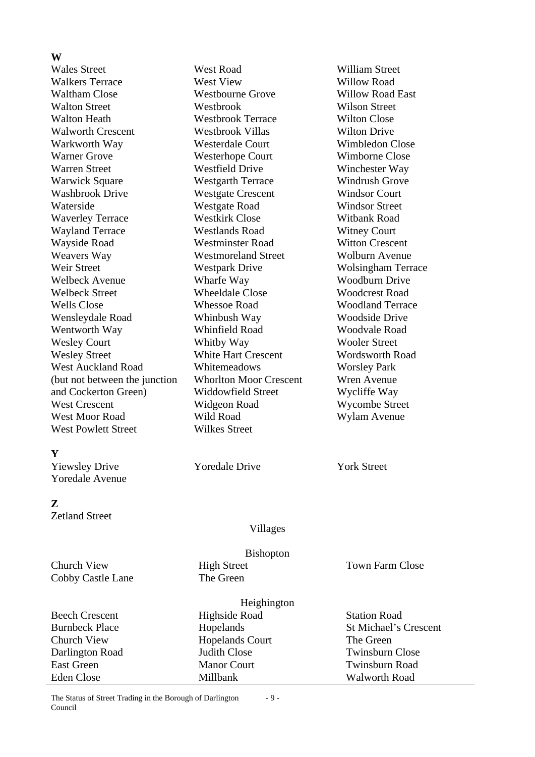**W**

Wales Street
Walkers Terrace
Waltham Close
Walton Street
Walton Heath
Walworth Crescent
Warkworth Way
Warner Grove
Warren Street
Warwick Square
Washbrook Drive
Waterside
Waverley Terrace
Wayland Terrace
Wayside Road
Weavers Way
Weir Street
Welbeck Avenue
Welbeck Street
Wells Close
Wensleydale Road
Wentworth Way
Wesley Court
Wesley Street
West Auckland Road (but not between the junction and Cockerton Green)
West Crescent
West Moor Road
West Powlett Street
West Road
West View
Westbourne Grove
Westbrook
Westbrook Terrace
Westbrook Villas
Westerdale Court
Westerhope Court
Westfield Drive
Westgarth Terrace
Westgate Crescent
Westgate Road
Westkirk Close
Westlands Road
Westminster Road
Westmoreland Street
Westpark Drive
Wharfe Way
Wheeldale Close
Whessoe Road
Whinbush Way
Whinfield Road
Whitby Way
White Hart Crescent
Whitemeadows
Whorlton Moor Crescent
Widdowfield Street
Widgeon Road
Wild Road
Wilkes Street
William Street
Willow Road
Willow Road East
Wilson Street
Wilton Close
Wilton Drive
Wimbledon Close
Wimborne Close
Winchester Way
Windrush Grove
Windsor Court
Windsor Street
Witbank Road
Witney Court
Witton Crescent
Wolburn Avenue
Wolsingham Terrace
Woodburn Drive
Woodcrest Road
Woodland Terrace
Woodside Drive
Woodvale Road
Wooler Street
Wordsworth Road
Worsley Park
Wren Avenue
Wycliffe Way
Wycombe Street
Wylam Avenue

**Y**

Yiewsley Drive
Yoredale Avenue
Yoredale Drive
York Street

**Z**

Zetland Street

Villages

Bishopton

Church View
Cobby Castle Lane
High Street
The Green
Town Farm Close

Heighington

Beech Crescent
Burnbeck Place
Church View
Darlington Road
East Green
Eden Close
Highside Road
Hopelands
Hopelands Court
Judith Close
Manor Court
Millbank
Station Road
St Michael's Crescent
The Green
Twinsburn Close
Twinsburn Road
Walworth Road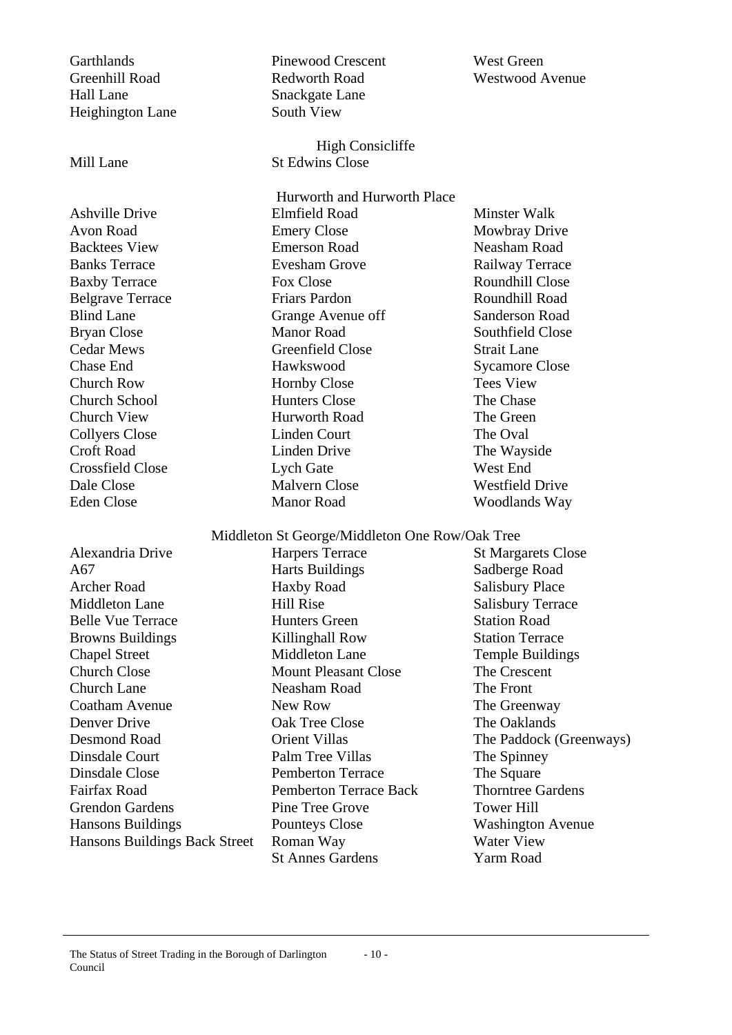Garthlands
Greenhill Road
Hall Lane
Heighington Lane
Pinewood Crescent
Redworth Road
Snackgate Lane
South View
West Green
Westwood Avenue

### High Consicliffe

Mill Lane
St Edwins Close

### Hurworth and Hurworth Place

Ashville Drive
Avon Road
Backtees View
Banks Terrace
Baxby Terrace
Belgrave Terrace
Blind Lane
Bryan Close
Cedar Mews
Chase End
Church Row
Church School
Church View
Collyers Close
Croft Road
Crossfield Close
Dale Close
Eden Close
Elmfield Road
Emery Close
Emerson Road
Evesham Grove
Fox Close
Friars Pardon
Grange Avenue off Manor Road
Greenfield Close
Hawkswood
Hornby Close
Hunters Close
Hurworth Road
Linden Court
Linden Drive
Lych Gate
Malvern Close
Manor Road
Minster Walk
Mowbray Drive
Neasham Road
Railway Terrace
Roundhill Close
Roundhill Road
Sanderson Road
Southfield Close
Strait Lane
Sycamore Close
Tees View
The Chase
The Green
The Oval
The Wayside
West End
Westfield Drive
Woodlands Way

### Middleton St George/Middleton One Row/Oak Tree

Alexandria Drive
A67
Archer Road
Middleton Lane
Belle Vue Terrace
Browns Buildings
Chapel Street
Church Close
Church Lane
Coatham Avenue
Denver Drive
Desmond Road
Dinsdale Court
Dinsdale Close
Fairfax Road
Grendon Gardens
Hansons Buildings
Hansons Buildings Back Street
Harpers Terrace
Harts Buildings
Haxby Road
Hill Rise
Hunters Green
Killinghall Row
Middleton Lane
Mount Pleasant Close
Neasham Road
New Row
Oak Tree Close
Orient Villas
Palm Tree Villas
Pemberton Terrace
Pemberton Terrace Back
Pine Tree Grove
Pounteys Close
Roman Way
St Annes Gardens
St Margarets Close
Sadberge Road
Salisbury Place
Salisbury Terrace
Station Road
Station Terrace
Temple Buildings
The Crescent
The Front
The Greenway
The Oaklands
The Paddock (Greenways)
The Spinney
The Square
Thorntree Gardens
Tower Hill
Washington Avenue
Water View
Yarm Road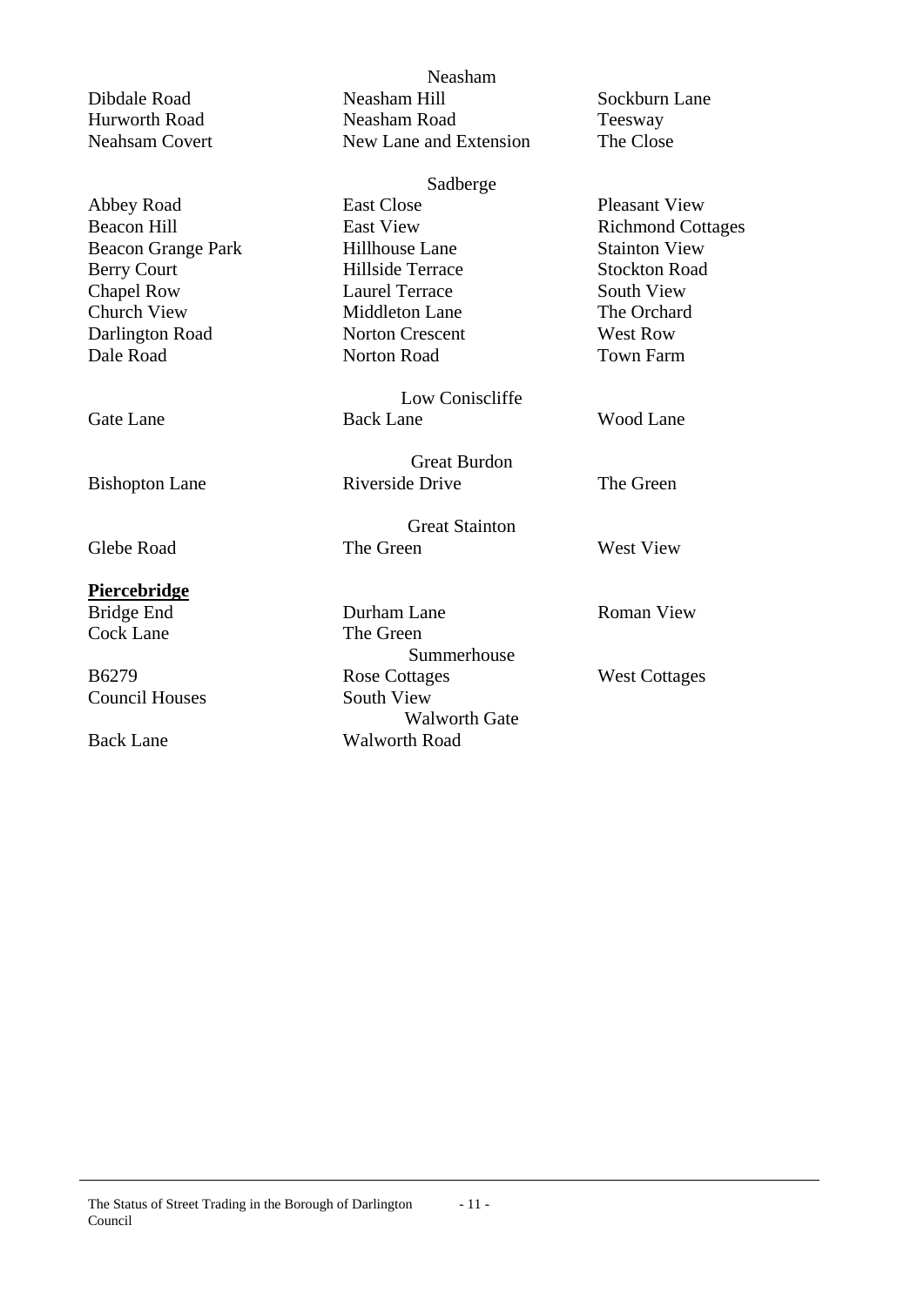Neasham

| | | |
|---|---|---|
| Dibdale Road | Neasham Hill | Sockburn Lane |
| Hurworth Road | Neasham Road | Teesway |
| Neahsam Covert | New Lane and Extension | The Close |

Sadberge

| | | |
|---|---|---|
| Abbey Road | East Close | Pleasant View |
| Beacon Hill | East View | Richmond Cottages |
| Beacon Grange Park | Hillhouse Lane | Stainton View |
| Berry Court | Hillside Terrace | Stockton Road |
| Chapel Row | Laurel Terrace | South View |
| Church View | Middleton Lane | The Orchard |
| Darlington Road | Norton Crescent | West Row |
| Dale Road | Norton Road | Town Farm |

Low Coniscliffe

| | | |
|---|---|---|
| Gate Lane | Back Lane | Wood Lane |

Great Burdon

| | | |
|---|---|---|
| Bishopton Lane | Riverside Drive | The Green |

Great Stainton

| | | |
|---|---|---|
| Glebe Road | The Green | West View |

**Piercebridge**

| | | |
|---|---|---|
| Bridge End | Durham Lane | Roman View |
| Cock Lane | The Green | |

Summerhouse

| | | |
|---|---|---|
| B6279 | Rose Cottages | West Cottages |
| Council Houses | South View | |

Walworth Gate

| | | |
|---|---|---|
| Back Lane | Walworth Road | |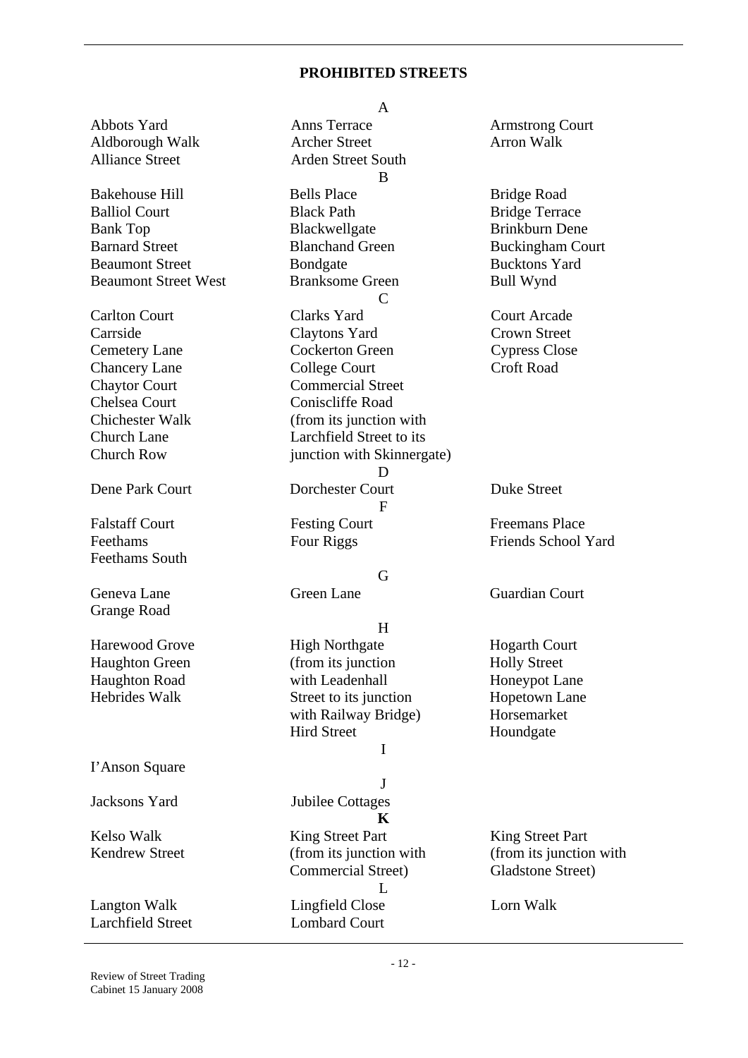## PROHIBITED STREETS

**A**

- Abbots Yard
- Aldborough Walk
- Alliance Street
- Anns Terrace
- Archer Street
- Arden Street South
- Armstrong Court
- Arron Walk

**B**

- Bakehouse Hill
- Balliol Court
- Bank Top
- Barnard Street
- Beaumont Street
- Beaumont Street West
- Bells Place
- Black Path
- Blackwellgate
- Blanchand Green
- Bondgate
- Branksome Green
- Bridge Road
- Bridge Terrace
- Brinkburn Dene
- Buckingham Court
- Bucktons Yard
- Bull Wynd

**C**

- Carlton Court
- Carrside
- Cemetery Lane
- Chancery Lane
- Chaytor Court
- Chelsea Court
- Chichester Walk
- Church Lane
- Church Row
- Clarks Yard
- Claytons Yard
- Cockerton Green
- College Court
- Commercial Street
- Coniscliffe Road (from its junction with Larchfield Street to its junction with Skinnergate)
- Court Arcade
- Crown Street
- Cypress Close
- Croft Road

**D**

- Dene Park Court
- Dorchester Court
- Duke Street

**F**

- Falstaff Court
- Feethams
- Feethams South
- Festing Court
- Four Riggs
- Freemans Place
- Friends School Yard

**G**

- Geneva Lane
- Grange Road
- Green Lane
- Guardian Court

**H**

- Harewood Grove
- Haughton Green
- Haughton Road
- Hebrides Walk
- High Northgate (from its junction with Leadenhall Street to its junction with Railway Bridge)
- Hird Street
- Hogarth Court
- Holly Street
- Honeypot Lane
- Hopetown Lane
- Horsemarket
- Houndgate

**I**

- I'Anson Square

**J**

- Jacksons Yard
- Jubilee Cottages

**K**

- Kelso Walk
- Kendrew Street
- King Street Part (from its junction with Commercial Street)
- King Street Part (from its junction with Gladstone Street)

**L**

- Langton Walk
- Larchfield Street
- Lingfield Close
- Lombard Court
- Lorn Walk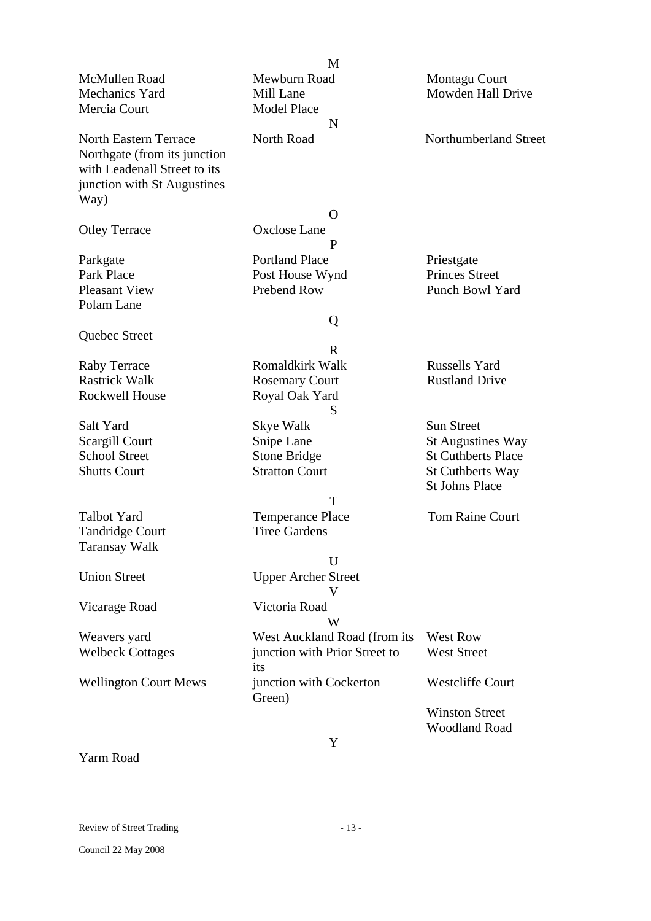**M**

McMullen Road
Mechanics Yard
Mercia Court
Mewburn Road
Mill Lane
Model Place
Montagu Court
Mowden Hall Drive

**N**

North Eastern Terrace
Northgate (from its junction with Leadenall Street to its junction with St Augustines Way)
North Road
Northumberland Street

**O**

Otley Terrace
Oxclose Lane

**P**

Parkgate
Park Place
Pleasant View
Polam Lane
Portland Place
Post House Wynd
Prebend Row
Priestgate
Princes Street
Punch Bowl Yard

**Q**

Quebec Street

**R**

Raby Terrace
Rastrick Walk
Rockwell House
Romaldkirk Walk
Rosemary Court
Royal Oak Yard
Russells Yard
Rustland Drive

**S**

Salt Yard
Scargill Court
School Street
Shutts Court
Skye Walk
Snipe Lane
Stone Bridge
Stratton Court
Sun Street
St Augustines Way
St Cuthberts Place
St Cuthberts Way
St Johns Place

**T**

Talbot Yard
Tandridge Court
Taransay Walk
Temperance Place
Tiree Gardens
Tom Raine Court

**U**

Union Street
Upper Archer Street

**V**

Vicarage Road
Victoria Road

**W**

Weavers yard
Welbeck Cottages
Wellington Court Mews
West Auckland Road (from its junction with Prior Street to its junction with Cockerton Green)
West Row
West Street
Westcliffe Court
Winston Street
Woodland Road

**Y**

Yarm Road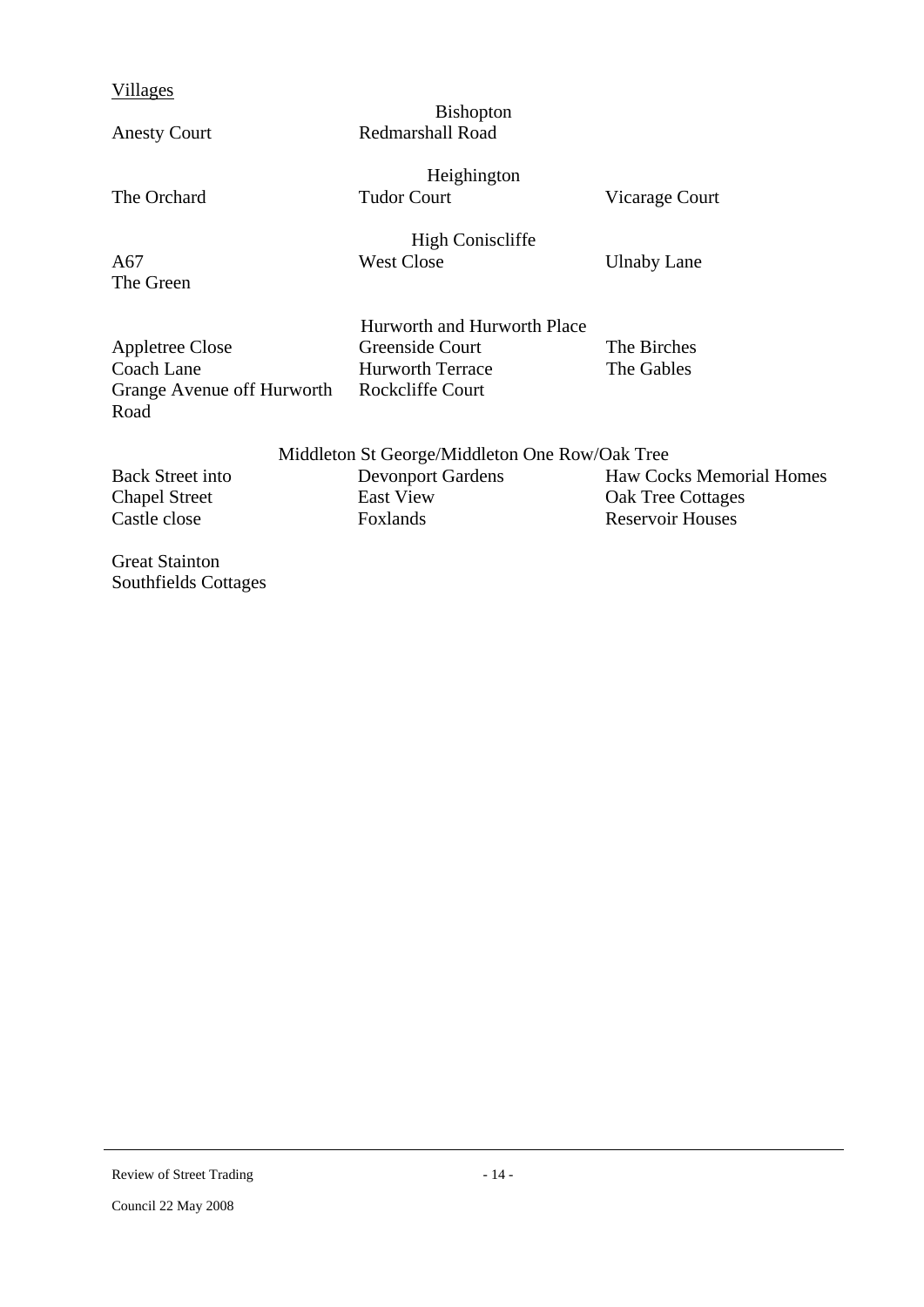Villages

Bishopton

Anesty Court

Redmarshall Road

Heighington

The Orchard

Tudor Court

Vicarage Court

High Coniscliffe

A67

The Green

West Close

Ulnaby Lane

Hurworth and Hurworth Place

Appletree Close

Coach Lane

Grange Avenue off Hurworth Road

Greenside Court

Hurworth Terrace

Rockcliffe Court

The Birches

The Gables

Middleton St George/Middleton One Row/Oak Tree

Back Street into

Chapel Street

Castle close

Devonport Gardens

East View

Foxlands

Haw Cocks Memorial Homes

Oak Tree Cottages

Reservoir Houses

Great Stainton

Southfields Cottages